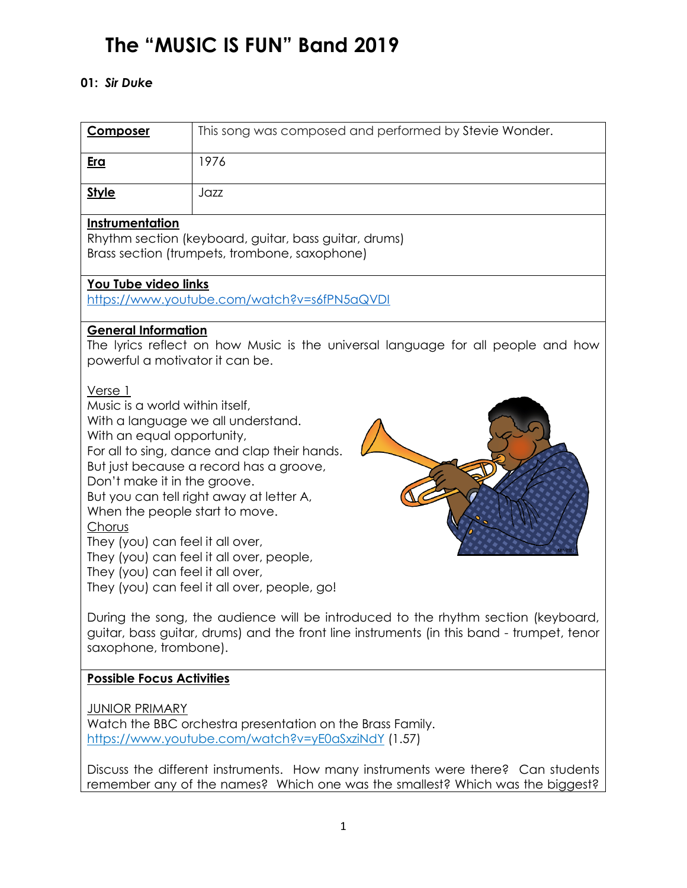# The "MUSIC IS FUN" Band 2019

**01:** ***Sir Duke***

| | |
|---|---|
| **Composer** | This song was composed and performed by Stevie Wonder. |
| **Era** | 1976 |
| **Style** | Jazz |

**Instrumentation**

Rhythm section (keyboard, guitar, bass guitar, drums)
Brass section (trumpets, trombone, saxophone)

**You Tube video links**

https://www.youtube.com/watch?v=s6fPN5aQVDI

**General Information**

The lyrics reflect on how Music is the universal language for all people and how powerful a motivator it can be.

Verse 1

Music is a world within itself,
With a language we all understand.
With an equal opportunity,
For all to sing, dance and clap their hands.
But just because a record has a groove,
Don't make it in the groove.
But you can tell right away at letter A,
When the people start to move.

Chorus

They (you) can feel it all over,
They (you) can feel it all over, people,
They (you) can feel it all over,
They (you) can feel it all over, people, go!

During the song, the audience will be introduced to the rhythm section (keyboard, guitar, bass guitar, drums) and the front line instruments (in this band - trumpet, tenor saxophone, trombone).

**Possible Focus Activities**

JUNIOR PRIMARY

Watch the BBC orchestra presentation on the Brass Family.
https://www.youtube.com/watch?v=yE0aSxziNdY (1.57)

Discuss the different instruments. How many instruments were there? Can students remember any of the names? Which one was the smallest? Which was the biggest?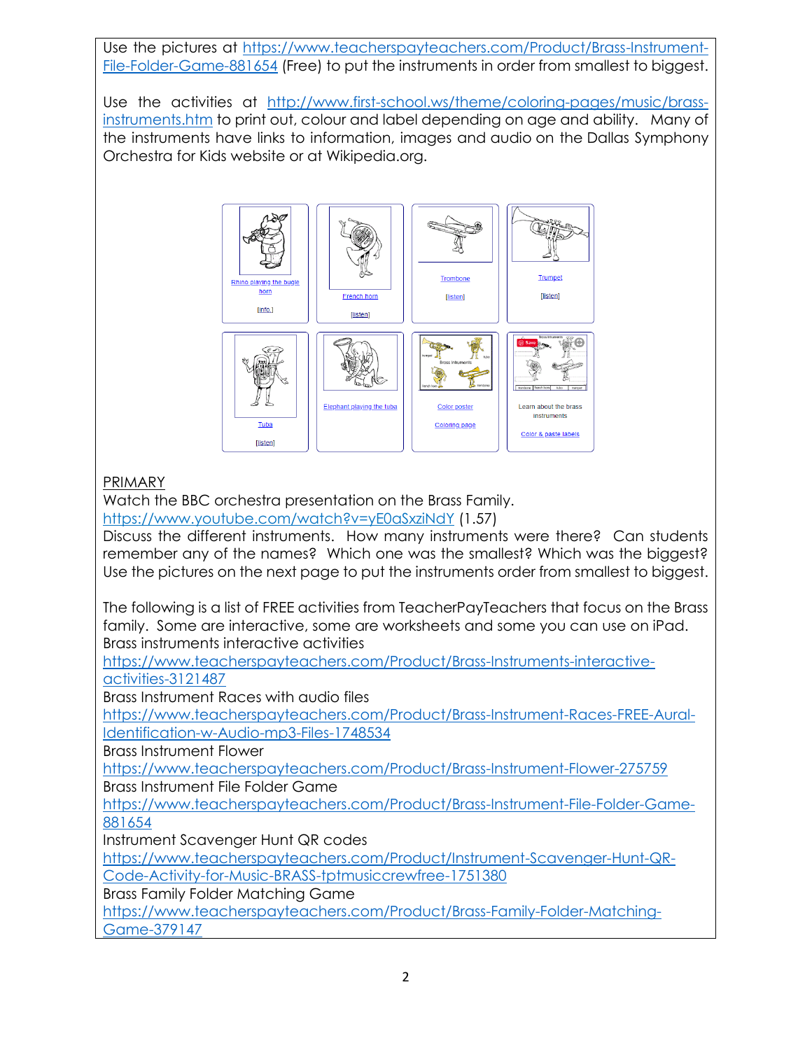Use the pictures at https://www.teacherspayteachers.com/Product/Brass-Instrument-File-Folder-Game-881654 (Free) to put the instruments in order from smallest to biggest.

Use the activities at http://www.first-school.ws/theme/coloring-pages/music/brass-instruments.htm to print out, colour and label depending on age and ability. Many of the instruments have links to information, images and audio on the Dallas Symphony Orchestra for Kids website or at Wikipedia.org.

PRIMARY

Watch the BBC orchestra presentation on the Brass Family.
https://www.youtube.com/watch?v=yE0aSxziNdY (1.57)

Discuss the different instruments. How many instruments were there? Can students remember any of the names? Which one was the smallest? Which was the biggest? Use the pictures on the next page to put the instruments order from smallest to biggest.

The following is a list of FREE activities from TeacherPayTeachers that focus on the Brass family. Some are interactive, some are worksheets and some you can use on iPad.

Brass instruments interactive activities
https://www.teacherspayteachers.com/Product/Brass-Instruments-interactive-activities-3121487

Brass Instrument Races with audio files
https://www.teacherspayteachers.com/Product/Brass-Instrument-Races-FREE-Aural-Identification-w-Audio-mp3-Files-1748534

Brass Instrument Flower
https://www.teacherspayteachers.com/Product/Brass-Instrument-Flower-275759

Brass Instrument File Folder Game
https://www.teacherspayteachers.com/Product/Brass-Instrument-File-Folder-Game-881654

Instrument Scavenger Hunt QR codes
https://www.teacherspayteachers.com/Product/Instrument-Scavenger-Hunt-QR-Code-Activity-for-Music-BRASS-tptmusiccrewfree-1751380

Brass Family Folder Matching Game
https://www.teacherspayteachers.com/Product/Brass-Family-Folder-Matching-Game-379147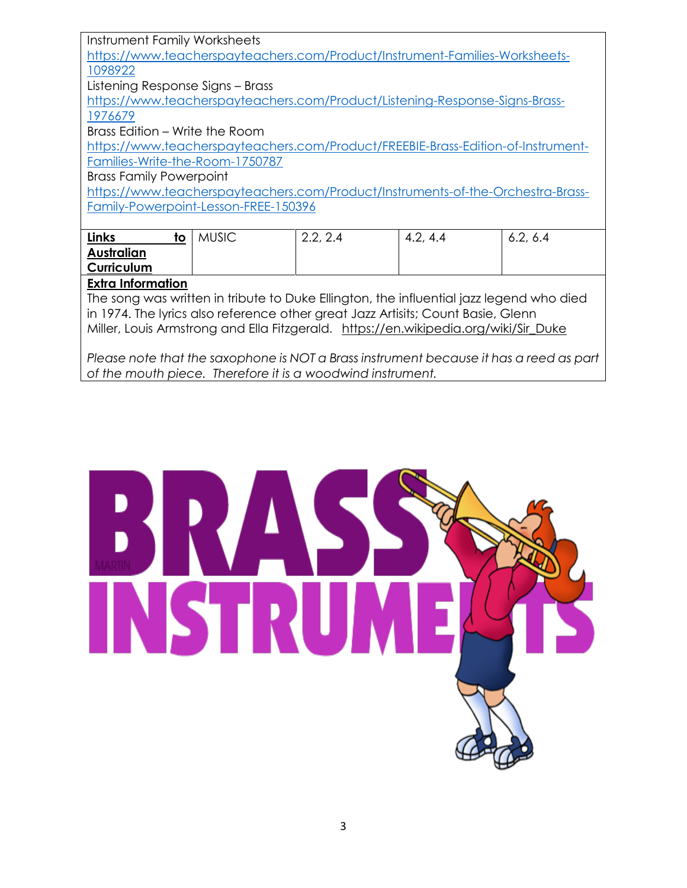Instrument Family Worksheets
https://www.teacherspayteachers.com/Product/Instrument-Families-Worksheets-1098922
Listening Response Signs – Brass
https://www.teacherspayteachers.com/Product/Listening-Response-Signs-Brass-1976679
Brass Edition – Write the Room
https://www.teacherspayteachers.com/Product/FREEBIE-Brass-Edition-of-Instrument-Families-Write-the-Room-1750787
Brass Family Powerpoint
https://www.teacherspayteachers.com/Product/Instruments-of-the-Orchestra-Brass-Family-Powerpoint-Lesson-FREE-150396

| | | | | |
|---|---|---|---|---|
| **Links to Australian Curriculum** | MUSIC | 2.2, 2.4 | 4.2, 4.4 | 6.2, 6.4 |

**Extra Information**

The song was written in tribute to Duke Ellington, the influential jazz legend who died in 1974. The lyrics also reference other great Jazz Artisits; Count Basie, Glenn Miller, Louis Armstrong and Ella Fitzgerald. https://en.wikipedia.org/wiki/Sir_Duke

*Please note that the saxophone is NOT a Brass instrument because it has a reed as part of the mouth piece. Therefore it is a woodwind instrument.*

BRASS INSTRUMENTS